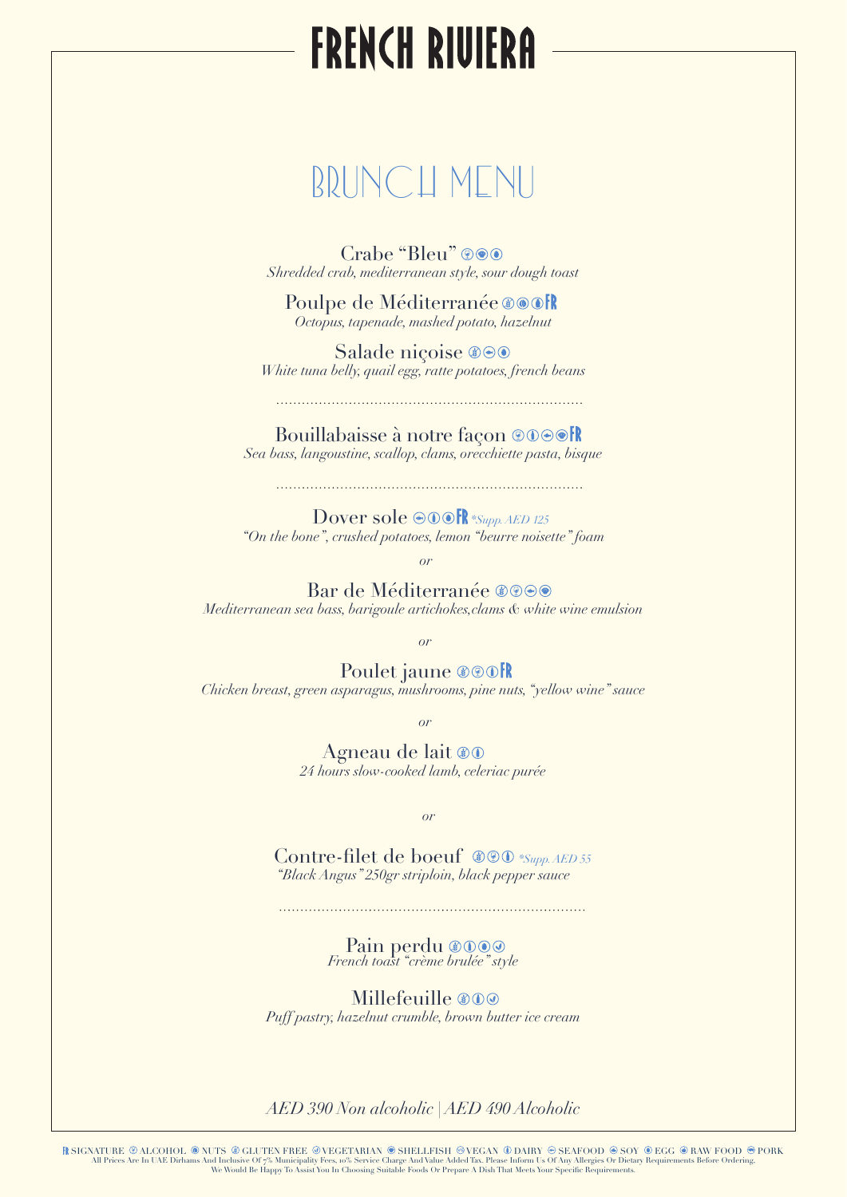# FRENCH RIVIERA

## BRUNCH MENU

**Crabe "Bleu"**
*Shredded crab, mediterranean style, sour dough toast*

**Poulpe de Méditerranée** FR
*Octopus, tapenade, mashed potato, hazelnut*

**Salade niçoise**
*White tuna belly, quail egg, ratte potatoes, french beans*

........................................................................

**Bouillabaisse à notre façon** FR
*Sea bass, langoustine, scallop, clams, orecchiette pasta, bisque*

........................................................................

**Dover sole** FR *\*Supp. AED 125*
*"On the bone", crushed potatoes, lemon "beurre noisette" foam*

*or*

**Bar de Méditerranée**
*Mediterranean sea bass, barigoule artichokes,clams & white wine emulsion*

*or*

**Poulet jaune** FR
*Chicken breast, green asparagus, mushrooms, pine nuts, "yellow wine" sauce*

*or*

**Agneau de lait**
*24 hours slow-cooked lamb, celeriac purée*

*or*

**Contre-filet de boeuf** *\*Supp. AED 55*
*"Black Angus" 250gr striploin, black pepper sauce*

........................................................................

**Pain perdu**
*French toast "crème brulée" style*

**Millefeuille**
*Puff pastry, hazelnut crumble, brown butter ice cream*

*AED 390 Non alcoholic | AED 490 Alcoholic*

FR SIGNATURE · ALCOHOL · NUTS · GLUTEN FREE · VEGETARIAN · SHELLFISH · VEGAN · DAIRY · SEAFOOD · SOY · EGG · RAW FOOD · PORK

All Prices Are In UAE Dirhams And Inclusive Of 7% Municipality Fees, 10% Service Charge And Value Added Tax. Please Inform Us Of Any Allergies Or Dietary Requirements Before Ordering. We Would Be Happy To Assist You In Choosing Suitable Foods Or Prepare A Dish That Meets Your Specific Requirements.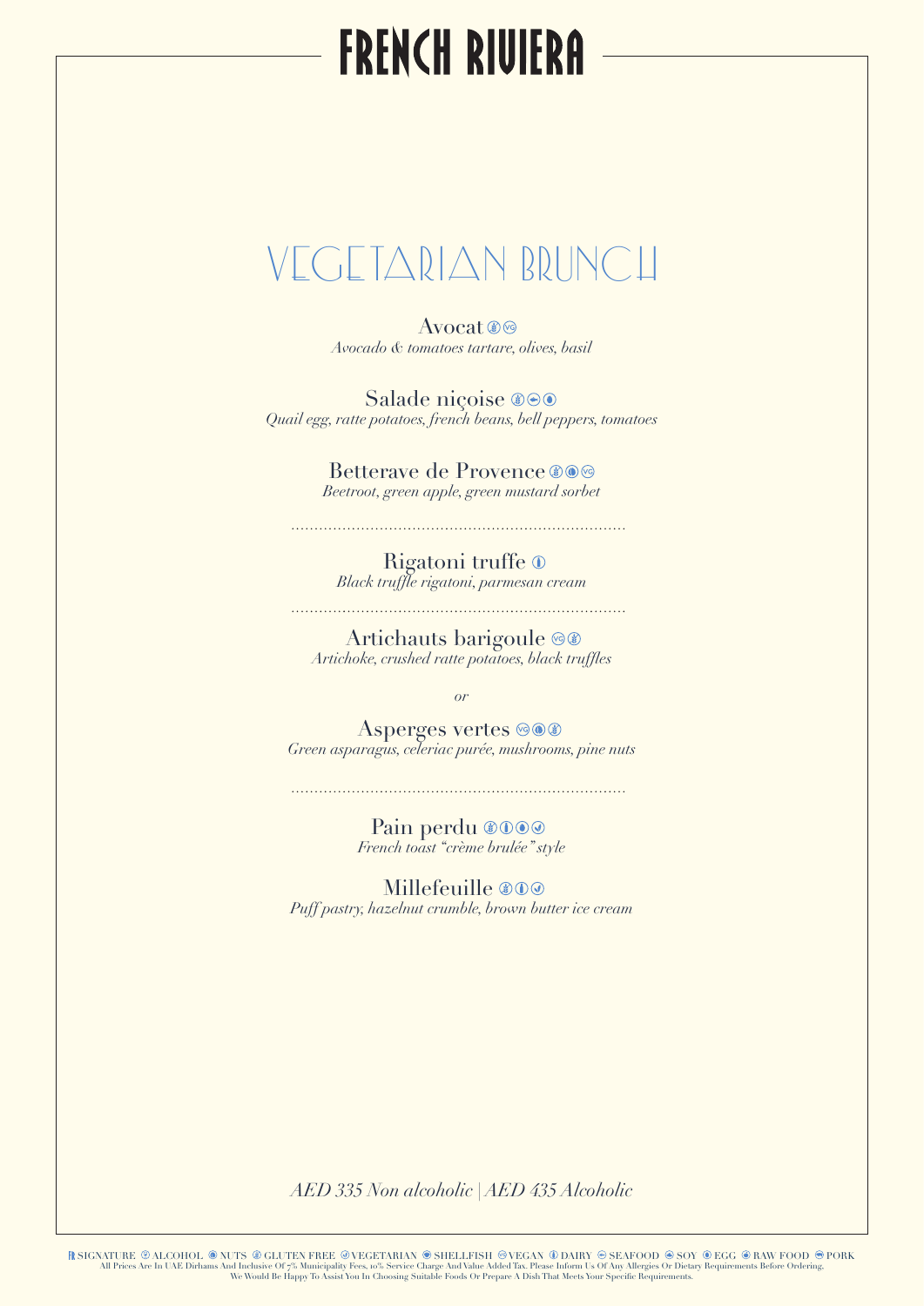# FRENCH RIVIERA

## VEGETARIAN BRUNCH

**Avocat**
*Avocado & tomatoes tartare, olives, basil*

**Salade niçoise**
*Quail egg, ratte potatoes, french beans, bell peppers, tomatoes*

**Betterave de Provence**
*Beetroot, green apple, green mustard sorbet*

.......................................................................

**Rigatoni truffe**
*Black truffle rigatoni, parmesan cream*

.......................................................................

**Artichauts barigoule**
*Artichoke, crushed ratte potatoes, black truffles*

*or*

**Asperges vertes**
*Green asparagus, celeriac purée, mushrooms, pine nuts*

.......................................................................

**Pain perdu**
*French toast "crème brulée" style*

**Millefeuille**
*Puff pastry, hazelnut crumble, brown butter ice cream*

*AED 335 Non alcoholic | AED 435 Alcoholic*

SIGNATURE · ALCOHOL · NUTS · GLUTEN FREE · VEGETARIAN · SHELLFISH · VEGAN · DAIRY · SEAFOOD · SOY · EGG · RAW FOOD · PORK

All Prices Are In UAE Dirhams And Inclusive Of 7% Municipality Fees, 10% Service Charge And Value Added Tax. Please Inform Us Of Any Allergies Or Dietary Requirements Before Ordering. We Would Be Happy To Assist You In Choosing Suitable Foods Or Prepare A Dish That Meets Your Specific Requirements.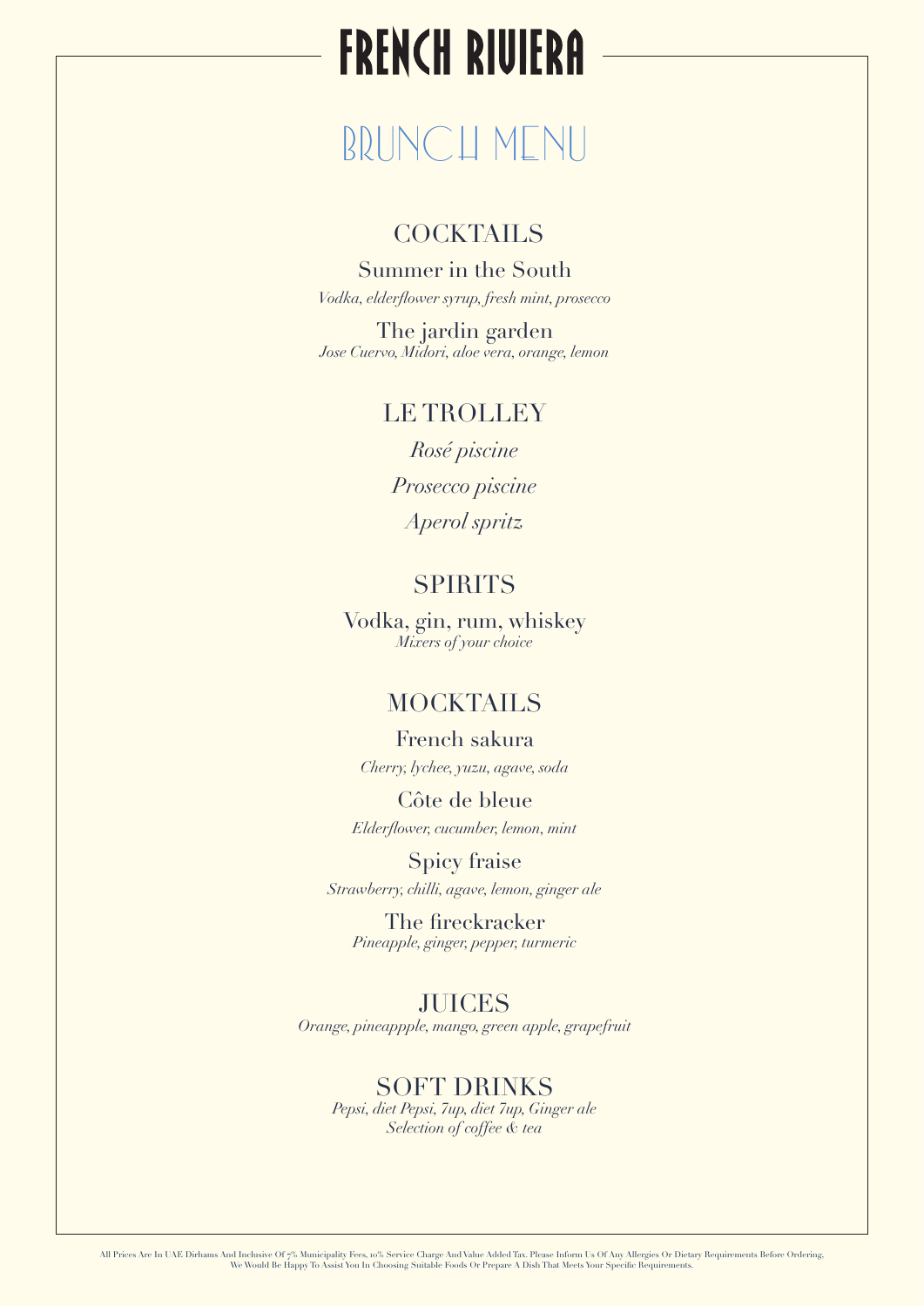# FRENCH RIVIERA

## BRUNCH MENU

### COCKTAILS

Summer in the South
*Vodka, elderflower syrup, fresh mint, prosecco*

The jardin garden
*Jose Cuervo, Midori, aloe vera, orange, lemon*

### LE TROLLEY

*Rosé piscine*

*Prosecco piscine*

*Aperol spritz*

### SPIRITS

Vodka, gin, rum, whiskey
*Mixers of your choice*

### MOCKTAILS

French sakura
*Cherry, lychee, yuzu, agave, soda*

Côte de bleue
*Elderflower, cucumber, lemon, mint*

Spicy fraise
*Strawberry, chilli, agave, lemon, ginger ale*

The fireckracker
*Pineapple, ginger, pepper, turmeric*

### JUICES

*Orange, pineappple, mango, green apple, grapefruit*

### SOFT DRINKS

*Pepsi, diet Pepsi, 7up, diet 7up, Ginger ale*
*Selection of coffee & tea*

All Prices Are In UAE Dirhams And Inclusive Of 7% Municipality Fees, 10% Service Charge And Value Added Tax. Please Inform Us Of Any Allergies Or Dietary Requirements Before Ordering. We Would Be Happy To Assist You In Choosing Suitable Foods Or Prepare A Dish That Meets Your Specific Requirements.